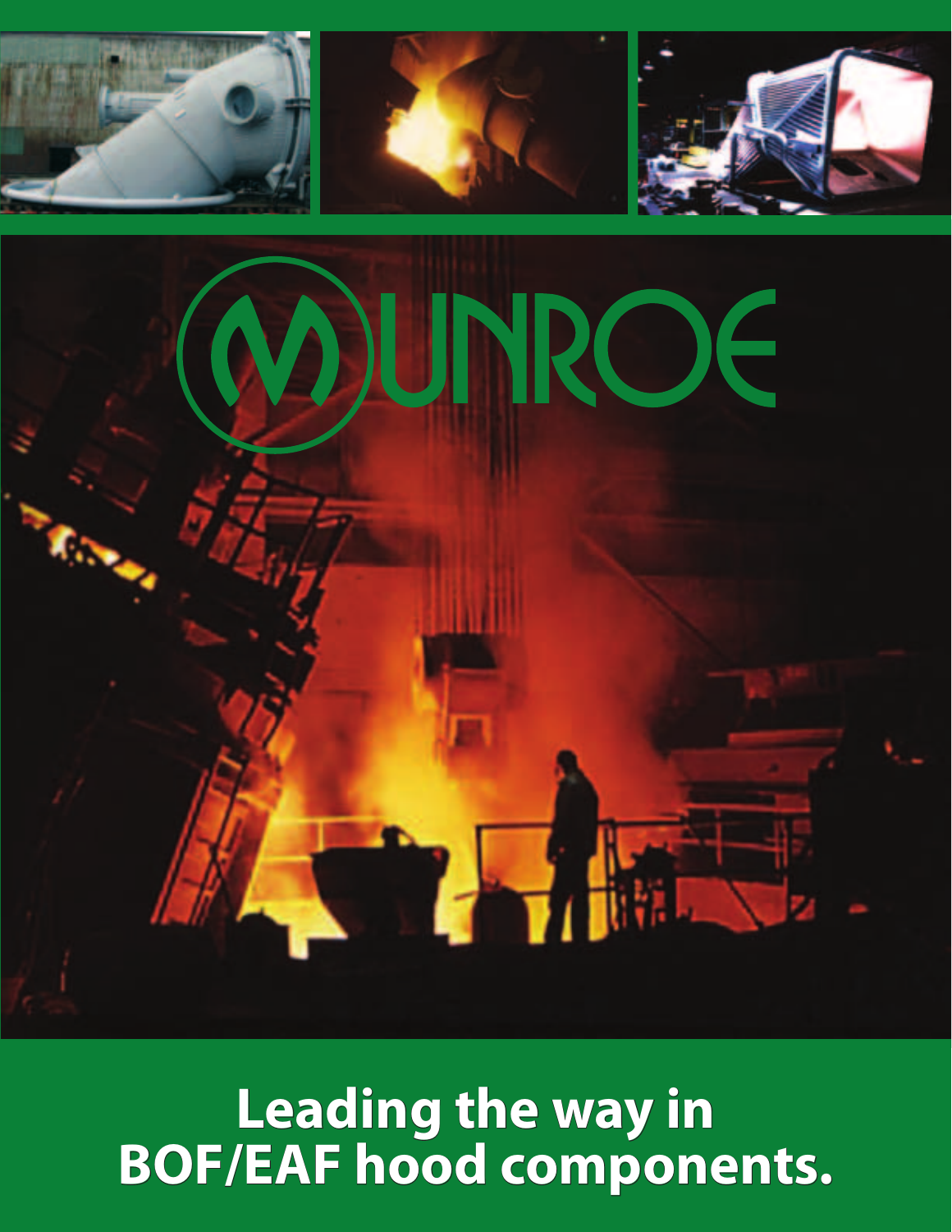# MUNROE

**Leading the way in BOF/EAF hood components.**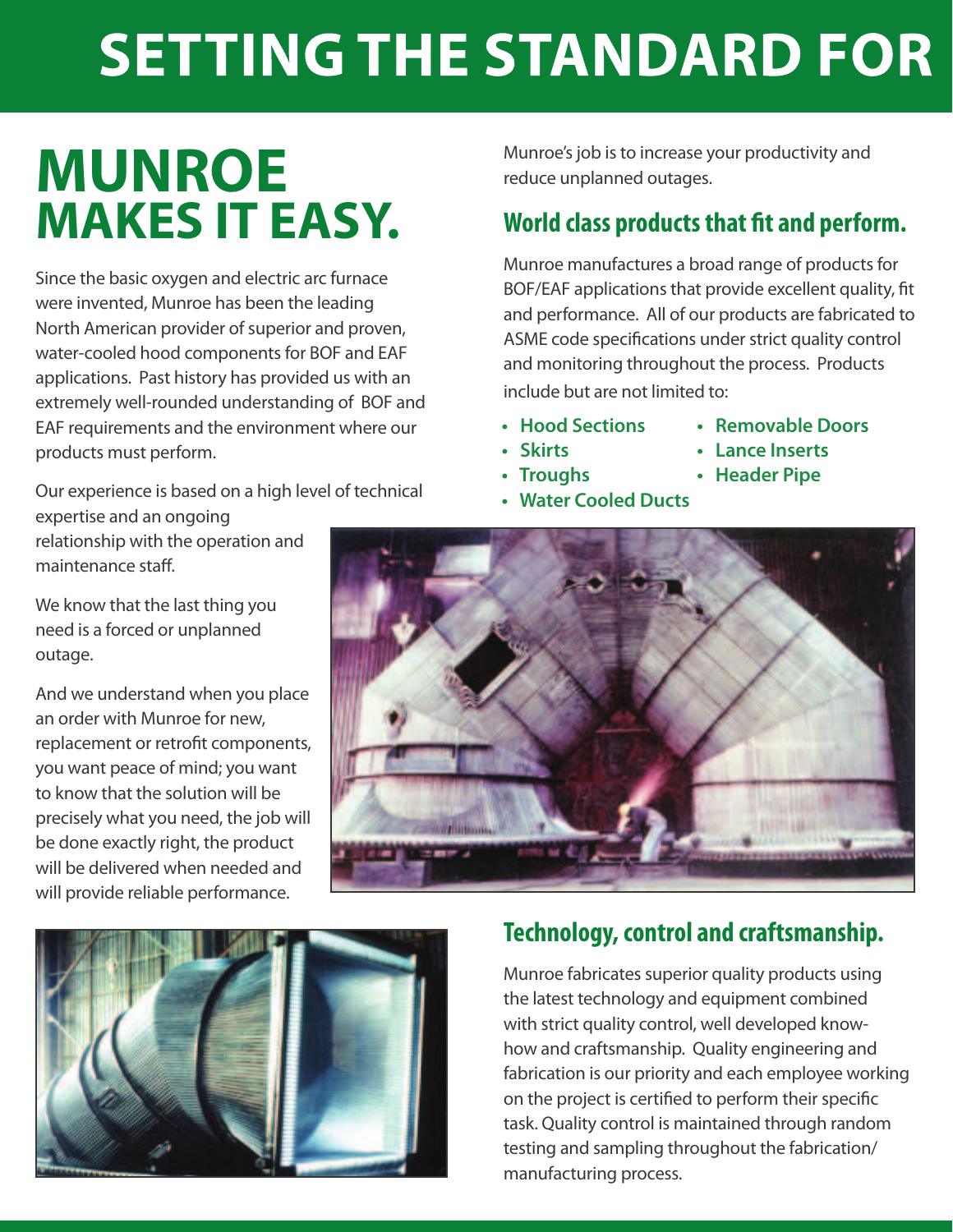# SETTING THE STANDARD FOR

## MUNROE MAKES IT EASY.

Since the basic oxygen and electric arc furnace were invented, Munroe has been the leading North American provider of superior and proven, water-cooled hood components for BOF and EAF applications. Past history has provided us with an extremely well-rounded understanding of BOF and EAF requirements and the environment where our products must perform.

Our experience is based on a high level of technical expertise and an ongoing relationship with the operation and maintenance staff.

We know that the last thing you need is a forced or unplanned outage.

And we understand when you place an order with Munroe for new, replacement or retrofit components, you want peace of mind; you want to know that the solution will be precisely what you need, the job will be done exactly right, the product will be delivered when needed and will provide reliable performance.

Munroe's job is to increase your productivity and reduce unplanned outages.

### World class products that fit and perform.

Munroe manufactures a broad range of products for BOF/EAF applications that provide excellent quality, fit and performance. All of our products are fabricated to ASME code specifications under strict quality control and monitoring throughout the process. Products include but are not limited to:

- **Hood Sections**
- **Skirts**
- **Troughs**
- **Water Cooled Ducts**
- **Removable Doors**
- **Lance Inserts**
- **Header Pipe**

### Technology, control and craftsmanship.

Munroe fabricates superior quality products using the latest technology and equipment combined with strict quality control, well developed know-how and craftsmanship. Quality engineering and fabrication is our priority and each employee working on the project is certified to perform their specific task. Quality control is maintained through random testing and sampling throughout the fabrication/manufacturing process.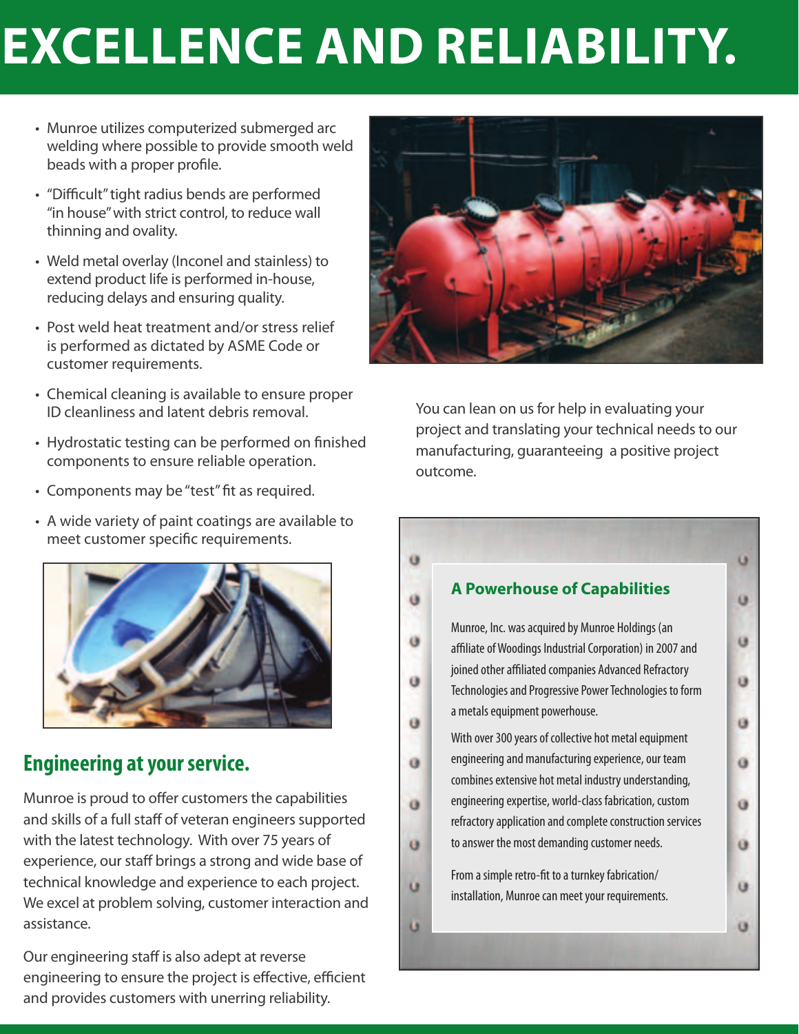# EXCELLENCE AND RELIABILITY.

- Munroe utilizes computerized submerged arc welding where possible to provide smooth weld beads with a proper profile.
- "Difficult" tight radius bends are performed "in house" with strict control, to reduce wall thinning and ovality.
- Weld metal overlay (Inconel and stainless) to extend product life is performed in-house, reducing delays and ensuring quality.
- Post weld heat treatment and/or stress relief is performed as dictated by ASME Code or customer requirements.
- Chemical cleaning is available to ensure proper ID cleanliness and latent debris removal.
- Hydrostatic testing can be performed on finished components to ensure reliable operation.
- Components may be "test" fit as required.
- A wide variety of paint coatings are available to meet customer specific requirements.

## Engineering at your service.

Munroe is proud to offer customers the capabilities and skills of a full staff of veteran engineers supported with the latest technology. With over 75 years of experience, our staff brings a strong and wide base of technical knowledge and experience to each project. We excel at problem solving, customer interaction and assistance.

Our engineering staff is also adept at reverse engineering to ensure the project is effective, efficient and provides customers with unerring reliability.

You can lean on us for help in evaluating your project and translating your technical needs to our manufacturing, guaranteeing a positive project outcome.

### A Powerhouse of Capabilities

Munroe, Inc. was acquired by Munroe Holdings (an affiliate of Woodings Industrial Corporation) in 2007 and joined other affiliated companies Advanced Refractory Technologies and Progressive Power Technologies to form a metals equipment powerhouse.

With over 300 years of collective hot metal equipment engineering and manufacturing experience, our team combines extensive hot metal industry understanding, engineering expertise, world-class fabrication, custom refractory application and complete construction services to answer the most demanding customer needs.

From a simple retro-fit to a turnkey fabrication/ installation, Munroe can meet your requirements.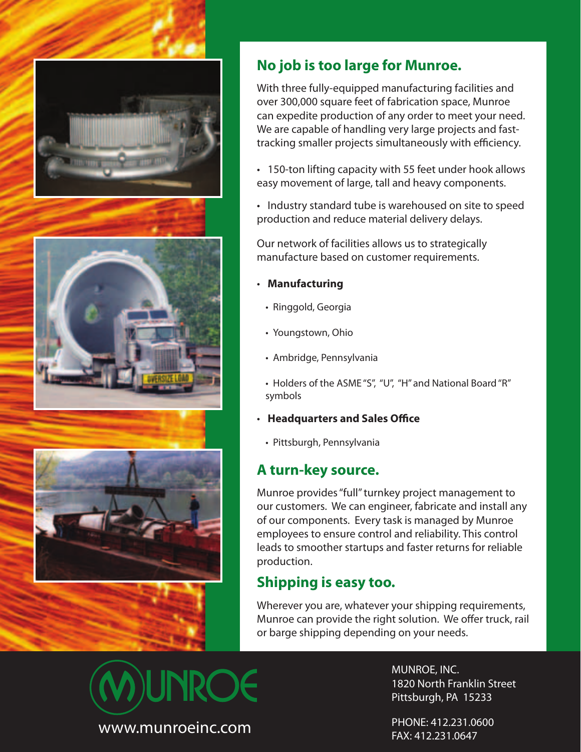## No job is too large for Munroe.

With three fully-equipped manufacturing facilities and over 300,000 square feet of fabrication space, Munroe can expedite production of any order to meet your need. We are capable of handling very large projects and fast-tracking smaller projects simultaneously with efficiency.

- 150-ton lifting capacity with 55 feet under hook allows easy movement of large, tall and heavy components.
- Industry standard tube is warehoused on site to speed production and reduce material delivery delays.

Our network of facilities allows us to strategically manufacture based on customer requirements.

- **Manufacturing**
  - Ringgold, Georgia
  - Youngstown, Ohio
  - Ambridge, Pennsylvania
  - Holders of the ASME "S", "U", "H" and National Board "R" symbols
- **Headquarters and Sales Office**
  - Pittsburgh, Pennsylvania

## A turn-key source.

Munroe provides "full" turnkey project management to our customers. We can engineer, fabricate and install any of our components. Every task is managed by Munroe employees to ensure control and reliability. This control leads to smoother startups and faster returns for reliable production.

## Shipping is easy too.

Wherever you are, whatever your shipping requirements, Munroe can provide the right solution. We offer truck, rail or barge shipping depending on your needs.

MUNROE

www.munroeinc.com

MUNROE, INC.
1820 North Franklin Street
Pittsburgh, PA 15233

PHONE: 412.231.0600
FAX: 412.231.0647